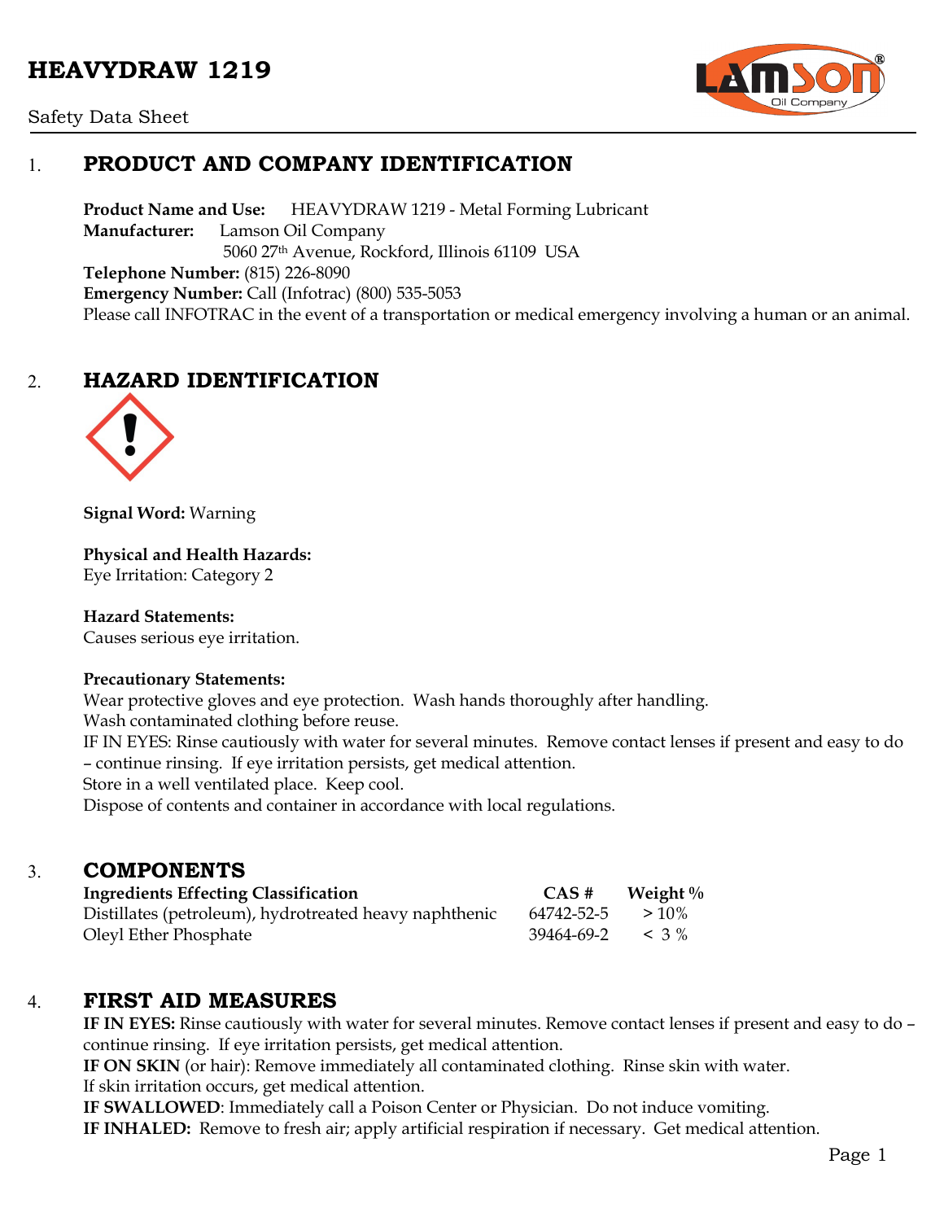# HEAVYDRAW 1219

Safety Data Sheet

## 1. PRODUCT AND COMPANY IDENTIFICATION

**Product Name and Use:** HEAVYDRAW 1219 - Metal Forming Lubricant
**Manufacturer:** Lamson Oil Company
5060 27th Avenue, Rockford, Illinois 61109 USA
**Telephone Number:** (815) 226-8090
**Emergency Number:** Call (Infotrac) (800) 535-5053
Please call INFOTRAC in the event of a transportation or medical emergency involving a human or an animal.

## 2. HAZARD IDENTIFICATION

**Signal Word:** Warning

**Physical and Health Hazards:**
Eye Irritation: Category 2

**Hazard Statements:**
Causes serious eye irritation.

**Precautionary Statements:**
Wear protective gloves and eye protection. Wash hands thoroughly after handling.
Wash contaminated clothing before reuse.
IF IN EYES: Rinse cautiously with water for several minutes. Remove contact lenses if present and easy to do – continue rinsing. If eye irritation persists, get medical attention.
Store in a well ventilated place. Keep cool.
Dispose of contents and container in accordance with local regulations.

## 3. COMPONENTS

| Ingredients Effecting Classification | CAS # | Weight % |
|---|---|---|
| Distillates (petroleum), hydrotreated heavy naphthenic | 64742-52-5 | > 10% |
| Oleyl Ether Phosphate | 39464-69-2 | < 3 % |

## 4. FIRST AID MEASURES

**IF IN EYES:** Rinse cautiously with water for several minutes. Remove contact lenses if present and easy to do – continue rinsing. If eye irritation persists, get medical attention.
**IF ON SKIN** (or hair): Remove immediately all contaminated clothing. Rinse skin with water.
If skin irritation occurs, get medical attention.
**IF SWALLOWED**: Immediately call a Poison Center or Physician. Do not induce vomiting.
**IF INHALED:** Remove to fresh air; apply artificial respiration if necessary. Get medical attention.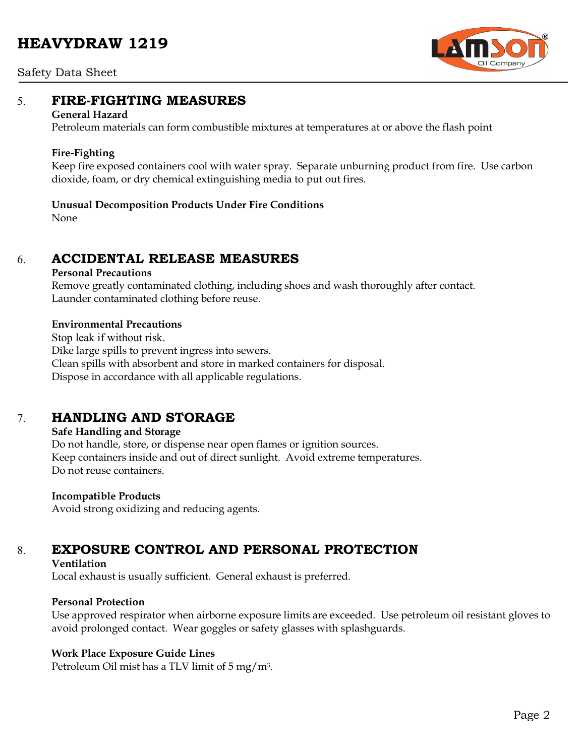## 5. FIRE-FIGHTING MEASURES

**General Hazard**

Petroleum materials can form combustible mixtures at temperatures at or above the flash point

**Fire-Fighting**

Keep fire exposed containers cool with water spray. Separate unburning product from fire. Use carbon dioxide, foam, or dry chemical extinguishing media to put out fires.

**Unusual Decomposition Products Under Fire Conditions**

None

## 6. ACCIDENTAL RELEASE MEASURES

**Personal Precautions**

Remove greatly contaminated clothing, including shoes and wash thoroughly after contact.
Launder contaminated clothing before reuse.

**Environmental Precautions**

Stop leak if without risk.
Dike large spills to prevent ingress into sewers.
Clean spills with absorbent and store in marked containers for disposal.
Dispose in accordance with all applicable regulations.

## 7. HANDLING AND STORAGE

**Safe Handling and Storage**

Do not handle, store, or dispense near open flames or ignition sources.
Keep containers inside and out of direct sunlight. Avoid extreme temperatures.
Do not reuse containers.

**Incompatible Products**

Avoid strong oxidizing and reducing agents.

## 8. EXPOSURE CONTROL AND PERSONAL PROTECTION

**Ventilation**

Local exhaust is usually sufficient. General exhaust is preferred.

**Personal Protection**

Use approved respirator when airborne exposure limits are exceeded. Use petroleum oil resistant gloves to avoid prolonged contact. Wear goggles or safety glasses with splashguards.

**Work Place Exposure Guide Lines**

Petroleum Oil mist has a TLV limit of 5 $mg/m^3$.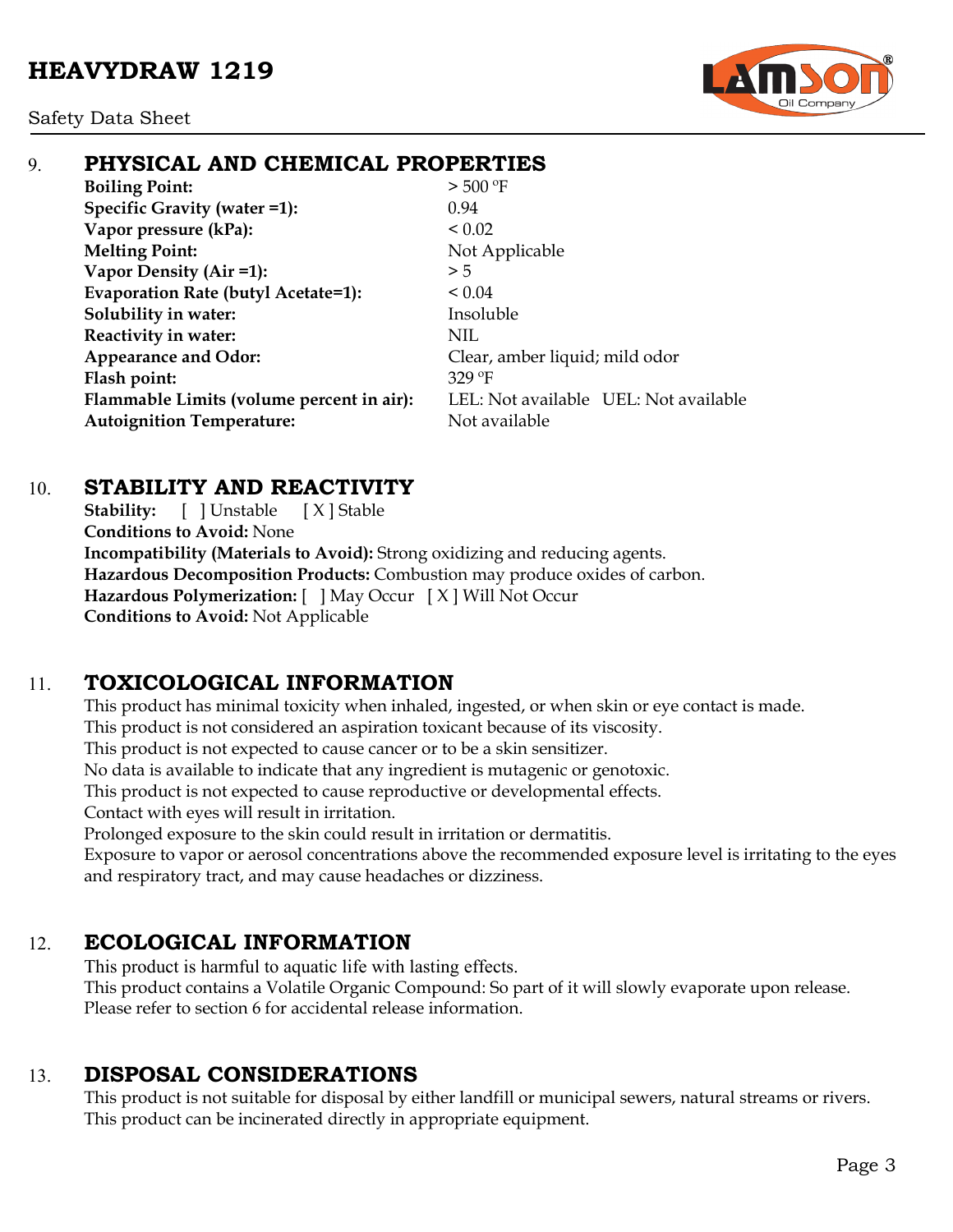## 9. PHYSICAL AND CHEMICAL PROPERTIES

| | |
|---|---|
| **Boiling Point:** | > 500 ºF |
| **Specific Gravity (water =1):** | 0.94 |
| **Vapor pressure (kPa):** | < 0.02 |
| **Melting Point:** | Not Applicable |
| **Vapor Density (Air =1):** | > 5 |
| **Evaporation Rate (butyl Acetate=1):** | < 0.04 |
| **Solubility in water:** | Insoluble |
| **Reactivity in water:** | NIL |
| **Appearance and Odor:** | Clear, amber liquid; mild odor |
| **Flash point:** | 329 ºF |
| **Flammable Limits (volume percent in air):** | LEL: Not available UEL: Not available |
| **Autoignition Temperature:** | Not available |

## 10. STABILITY AND REACTIVITY

**Stability:** [ ] Unstable [ X ] Stable
**Conditions to Avoid:** None
**Incompatibility (Materials to Avoid):** Strong oxidizing and reducing agents.
**Hazardous Decomposition Products:** Combustion may produce oxides of carbon.
**Hazardous Polymerization:** [ ] May Occur [ X ] Will Not Occur
**Conditions to Avoid:** Not Applicable

## 11. TOXICOLOGICAL INFORMATION

This product has minimal toxicity when inhaled, ingested, or when skin or eye contact is made.
This product is not considered an aspiration toxicant because of its viscosity.
This product is not expected to cause cancer or to be a skin sensitizer.
No data is available to indicate that any ingredient is mutagenic or genotoxic.
This product is not expected to cause reproductive or developmental effects.
Contact with eyes will result in irritation.
Prolonged exposure to the skin could result in irritation or dermatitis.
Exposure to vapor or aerosol concentrations above the recommended exposure level is irritating to the eyes and respiratory tract, and may cause headaches or dizziness.

## 12. ECOLOGICAL INFORMATION

This product is harmful to aquatic life with lasting effects.
This product contains a Volatile Organic Compound: So part of it will slowly evaporate upon release.
Please refer to section 6 for accidental release information.

## 13. DISPOSAL CONSIDERATIONS

This product is not suitable for disposal by either landfill or municipal sewers, natural streams or rivers.
This product can be incinerated directly in appropriate equipment.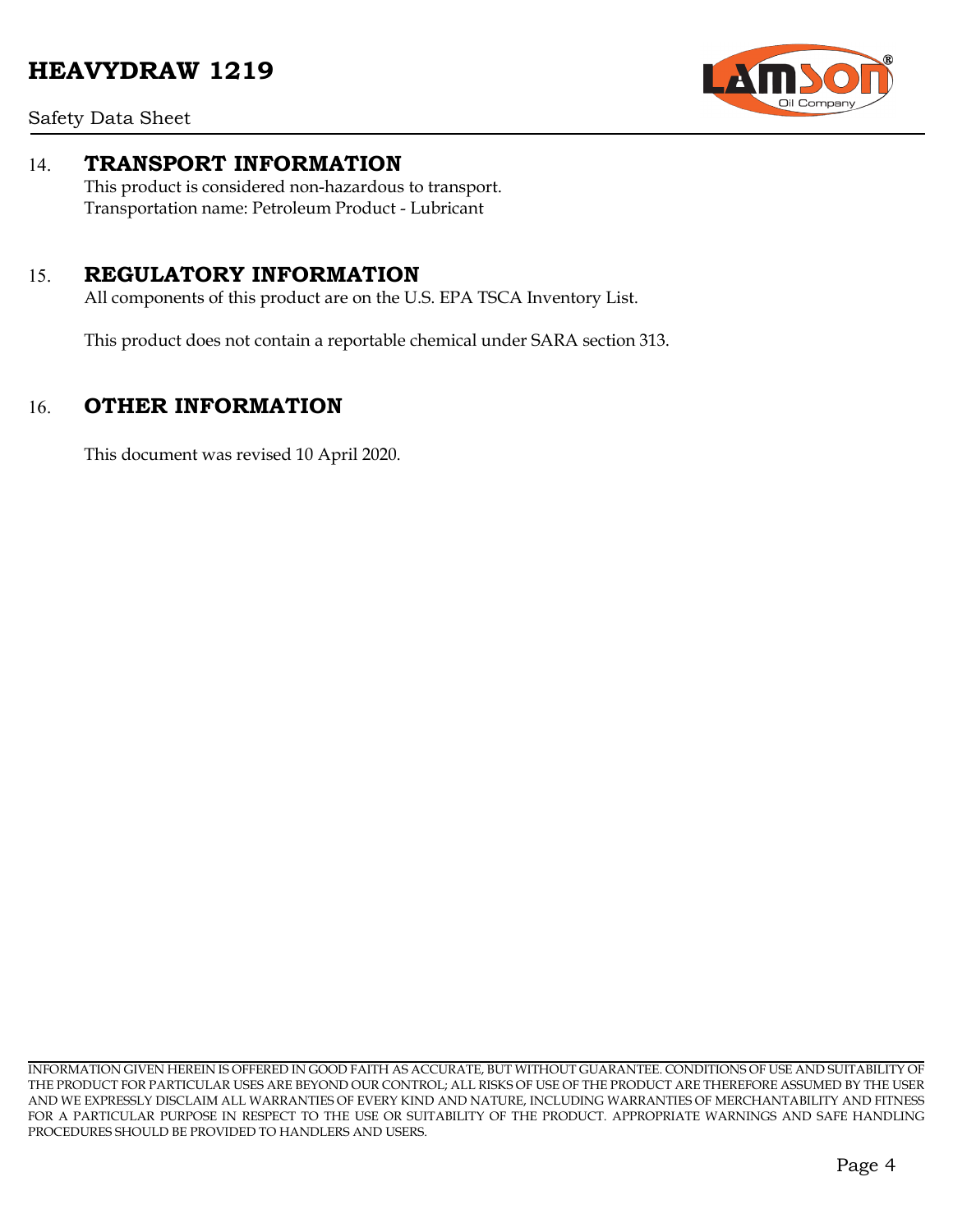## 14. TRANSPORT INFORMATION

This product is considered non-hazardous to transport.
Transportation name: Petroleum Product - Lubricant

## 15. REGULATORY INFORMATION

All components of this product are on the U.S. EPA TSCA Inventory List.

This product does not contain a reportable chemical under SARA section 313.

## 16. OTHER INFORMATION

This document was revised 10 April 2020.

INFORMATION GIVEN HEREIN IS OFFERED IN GOOD FAITH AS ACCURATE, BUT WITHOUT GUARANTEE. CONDITIONS OF USE AND SUITABILITY OF THE PRODUCT FOR PARTICULAR USES ARE BEYOND OUR CONTROL; ALL RISKS OF USE OF THE PRODUCT ARE THEREFORE ASSUMED BY THE USER AND WE EXPRESSLY DISCLAIM ALL WARRANTIES OF EVERY KIND AND NATURE, INCLUDING WARRANTIES OF MERCHANTABILITY AND FITNESS FOR A PARTICULAR PURPOSE IN RESPECT TO THE USE OR SUITABILITY OF THE PRODUCT. APPROPRIATE WARNINGS AND SAFE HANDLING PROCEDURES SHOULD BE PROVIDED TO HANDLERS AND USERS.